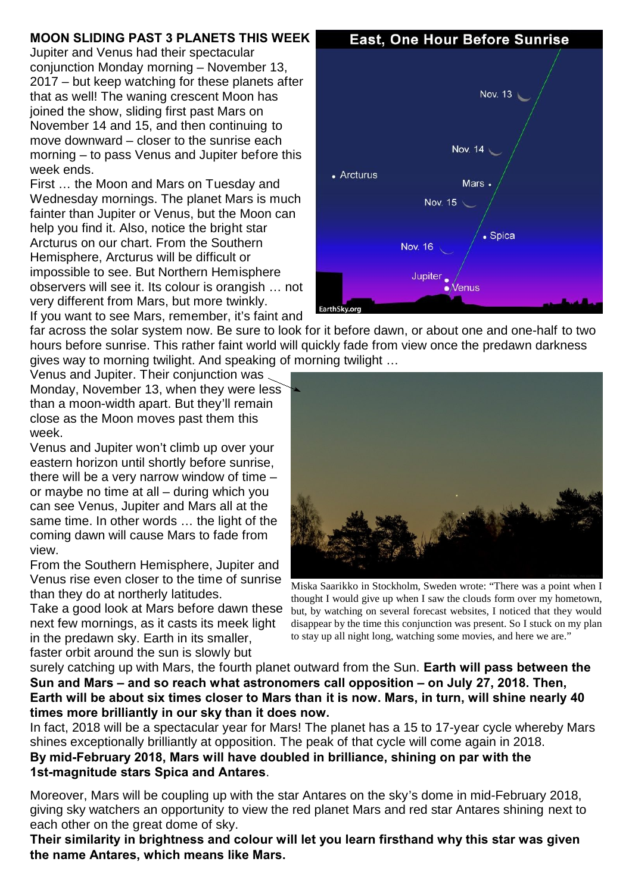**MOON SLIDING PAST 3 PLANETS THIS WEEK**

Jupiter and Venus had their spectacular conjunction Monday morning – November 13, 2017 – but keep watching for these planets after that as well! The waning crescent Moon has joined the show, sliding first past Mars on November 14 and 15, and then continuing to move downward – closer to the sunrise each morning – to pass Venus and Jupiter before this week ends.

First … the Moon and Mars on Tuesday and Wednesday mornings. The planet Mars is much fainter than Jupiter or Venus, but the Moon can help you find it. Also, notice the bright star Arcturus on our chart. From the Southern Hemisphere, Arcturus will be difficult or impossible to see. But Northern Hemisphere observers will see it. Its colour is orangish … not very different from Mars, but more twinkly.

If you want to see Mars, remember, it's faint and far across the solar system now. Be sure to look for it before dawn, or about one and one-half to two hours before sunrise. This rather faint world will quickly fade from view once the predawn darkness gives way to morning twilight. And speaking of morning twilight …

Venus and Jupiter. Their conjunction was Monday, November 13, when they were less than a moon-width apart. But they'll remain close as the Moon moves past them this week.

Venus and Jupiter won't climb up over your eastern horizon until shortly before sunrise, there will be a very narrow window of time – or maybe no time at all – during which you can see Venus, Jupiter and Mars all at the same time. In other words … the light of the coming dawn will cause Mars to fade from view.

From the Southern Hemisphere, Jupiter and Venus rise even closer to the time of sunrise than they do at northerly latitudes.

Take a good look at Mars before dawn these next few mornings, as it casts its meek light in the predawn sky. Earth in its smaller, faster orbit around the sun is slowly but surely catching up with Mars, the fourth planet outward from the Sun. **Earth will pass between the Sun and Mars – and so reach what astronomers call opposition – on July 27, 2018. Then, Earth will be about six times closer to Mars than it is now. Mars, in turn, will shine nearly 40 times more brilliantly in our sky than it does now.**

Miska Saarikko in Stockholm, Sweden wrote: "There was a point when I thought I would give up when I saw the clouds form over my hometown, but, by watching on several forecast websites, I noticed that they would disappear by the time this conjunction was present. So I stuck on my plan to stay up all night long, watching some movies, and here we are."

In fact, 2018 will be a spectacular year for Mars! The planet has a 15 to 17-year cycle whereby Mars shines exceptionally brilliantly at opposition. The peak of that cycle will come again in 2018.

**By mid-February 2018, Mars will have doubled in brilliance, shining on par with the 1st-magnitude stars Spica and Antares**.

Moreover, Mars will be coupling up with the star Antares on the sky's dome in mid-February 2018, giving sky watchers an opportunity to view the red planet Mars and red star Antares shining next to each other on the great dome of sky.

**Their similarity in brightness and colour will let you learn firsthand why this star was given the name Antares, which means like Mars.**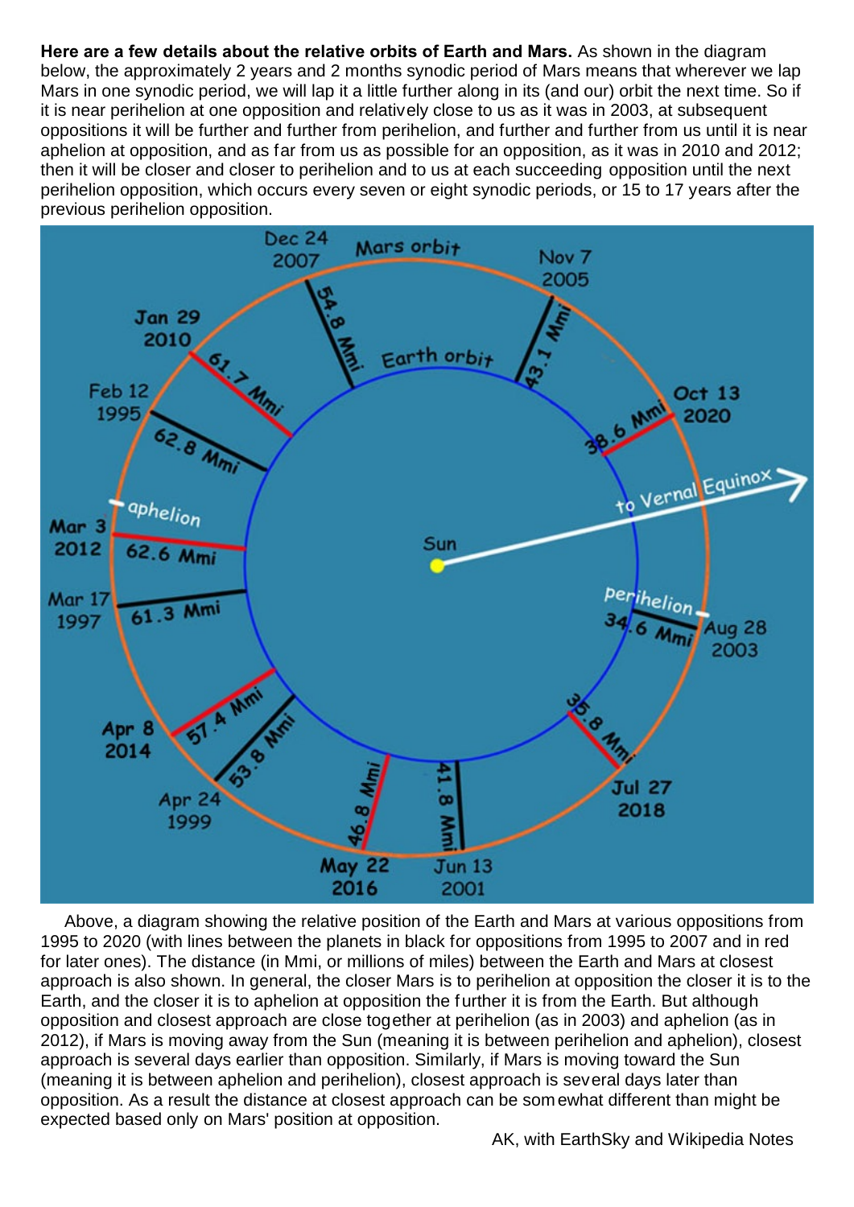**Here are a few details about the relative orbits of Earth and Mars.** As shown in the diagram below, the approximately 2 years and 2 months synodic period of Mars means that wherever we lap Mars in one synodic period, we will lap it a little further along in its (and our) orbit the next time. So if it is near perihelion at one opposition and relatively close to us as it was in 2003, at subsequent oppositions it will be further and further from perihelion, and further and further from us until it is near aphelion at opposition, and as far from us as possible for an opposition, as it was in 2010 and 2012; then it will be closer and closer to perihelion and to us at each succeeding opposition until the next perihelion opposition, which occurs every seven or eight synodic periods, or 15 to 17 years after the previous perihelion opposition.

Mars orbit
Earth orbit
Sun
to Vernal Equinox
aphelion
perihelion
Dec 24 2007 54.8 Mmi
Nov 7 2005 43.1 Mmi
Oct 13 2020 38.6 Mmi
Jan 29 2010 61.7 Mmi
Feb 12 1995 62.8 Mmi
Mar 3 2012 62.6 Mmi
Mar 17 1997 61.3 Mmi
Aug 28 2003 34.6 Mmi
Apr 8 2014 57.4 Mmi
Apr 24 1999 53.8 Mmi
May 22 2016 46.8 Mmi
Jun 13 2001 41.8 Mmi
Jul 27 2018 35.8 Mmi

Above, a diagram showing the relative position of the Earth and Mars at various oppositions from 1995 to 2020 (with lines between the planets in black for oppositions from 1995 to 2007 and in red for later ones). The distance (in Mmi, or millions of miles) between the Earth and Mars at closest approach is also shown. In general, the closer Mars is to perihelion at opposition the closer it is to the Earth, and the closer it is to aphelion at opposition the further it is from the Earth. But although opposition and closest approach are close together at perihelion (as in 2003) and aphelion (as in 2012), if Mars is moving away from the Sun (meaning it is between perihelion and aphelion), closest approach is several days earlier than opposition. Similarly, if Mars is moving toward the Sun (meaning it is between aphelion and perihelion), closest approach is several days later than opposition. As a result the distance at closest approach can be somewhat different than might be expected based only on Mars' position at opposition.

AK, with EarthSky and Wikipedia Notes